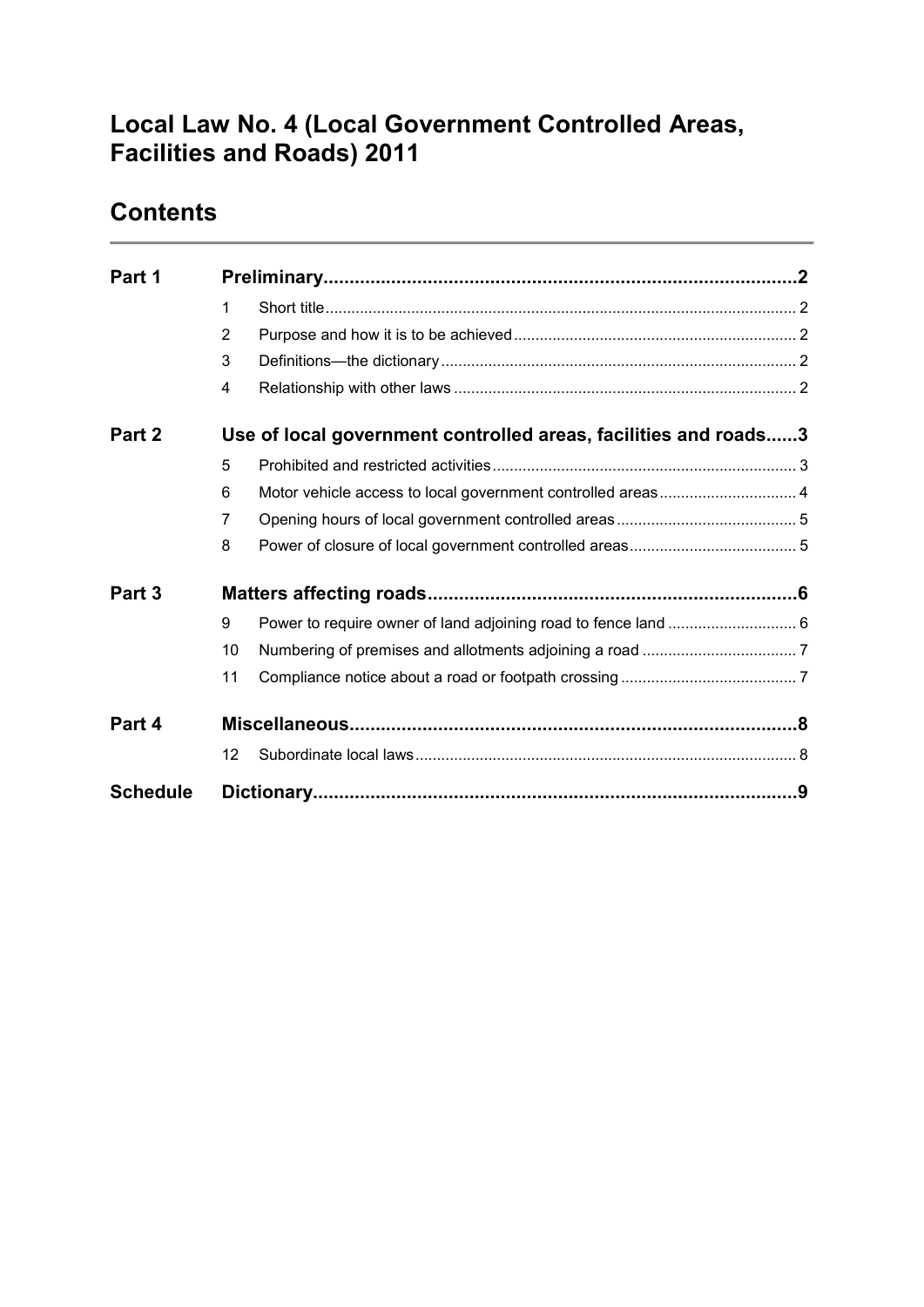# Local Law No. 4 (Local Government Controlled Areas, Facilities and Roads) 2011

## Contents

| | | | |
|---|---|---|---|
| **Part 1** | | **Preliminary** | **2** |
| | 1 | Short title | 2 |
| | 2 | Purpose and how it is to be achieved | 2 |
| | 3 | Definitions—the dictionary | 2 |
| | 4 | Relationship with other laws | 2 |
| **Part 2** | | **Use of local government controlled areas, facilities and roads** | **3** |
| | 5 | Prohibited and restricted activities | 3 |
| | 6 | Motor vehicle access to local government controlled areas | 4 |
| | 7 | Opening hours of local government controlled areas | 5 |
| | 8 | Power of closure of local government controlled areas | 5 |
| **Part 3** | | **Matters affecting roads** | **6** |
| | 9 | Power to require owner of land adjoining road to fence land | 6 |
| | 10 | Numbering of premises and allotments adjoining a road | 7 |
| | 11 | Compliance notice about a road or footpath crossing | 7 |
| **Part 4** | | **Miscellaneous** | **8** |
| | 12 | Subordinate local laws | 8 |
| **Schedule** | | **Dictionary** | **9** |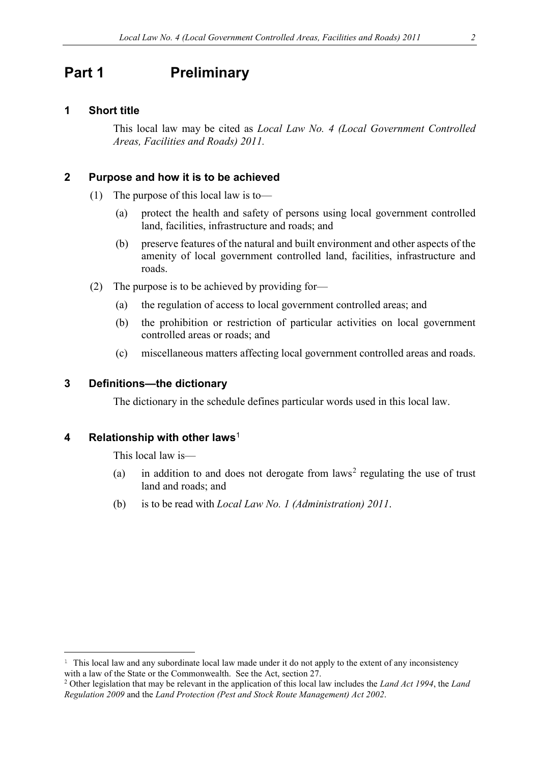# Part 1 Preliminary

## 1 Short title

This local law may be cited as *Local Law No. 4 (Local Government Controlled Areas, Facilities and Roads) 2011.*

## 2 Purpose and how it is to be achieved

(1) The purpose of this local law is to—

(a) protect the health and safety of persons using local government controlled land, facilities, infrastructure and roads; and

(b) preserve features of the natural and built environment and other aspects of the amenity of local government controlled land, facilities, infrastructure and roads.

(2) The purpose is to be achieved by providing for—

(a) the regulation of access to local government controlled areas; and

(b) the prohibition or restriction of particular activities on local government controlled areas or roads; and

(c) miscellaneous matters affecting local government controlled areas and roads.

## 3 Definitions—the dictionary

The dictionary in the schedule defines particular words used in this local law.

## 4 Relationship with other laws[1]

This local law is—

(a) in addition to and does not derogate from laws[2] regulating the use of trust land and roads; and

(b) is to be read with *Local Law No. 1 (Administration) 2011*.

---

[1] This local law and any subordinate local law made under it do not apply to the extent of any inconsistency with a law of the State or the Commonwealth. See the Act, section 27.

[2] Other legislation that may be relevant in the application of this local law includes the *Land Act 1994*, the *Land Regulation 2009* and the *Land Protection (Pest and Stock Route Management) Act 2002*.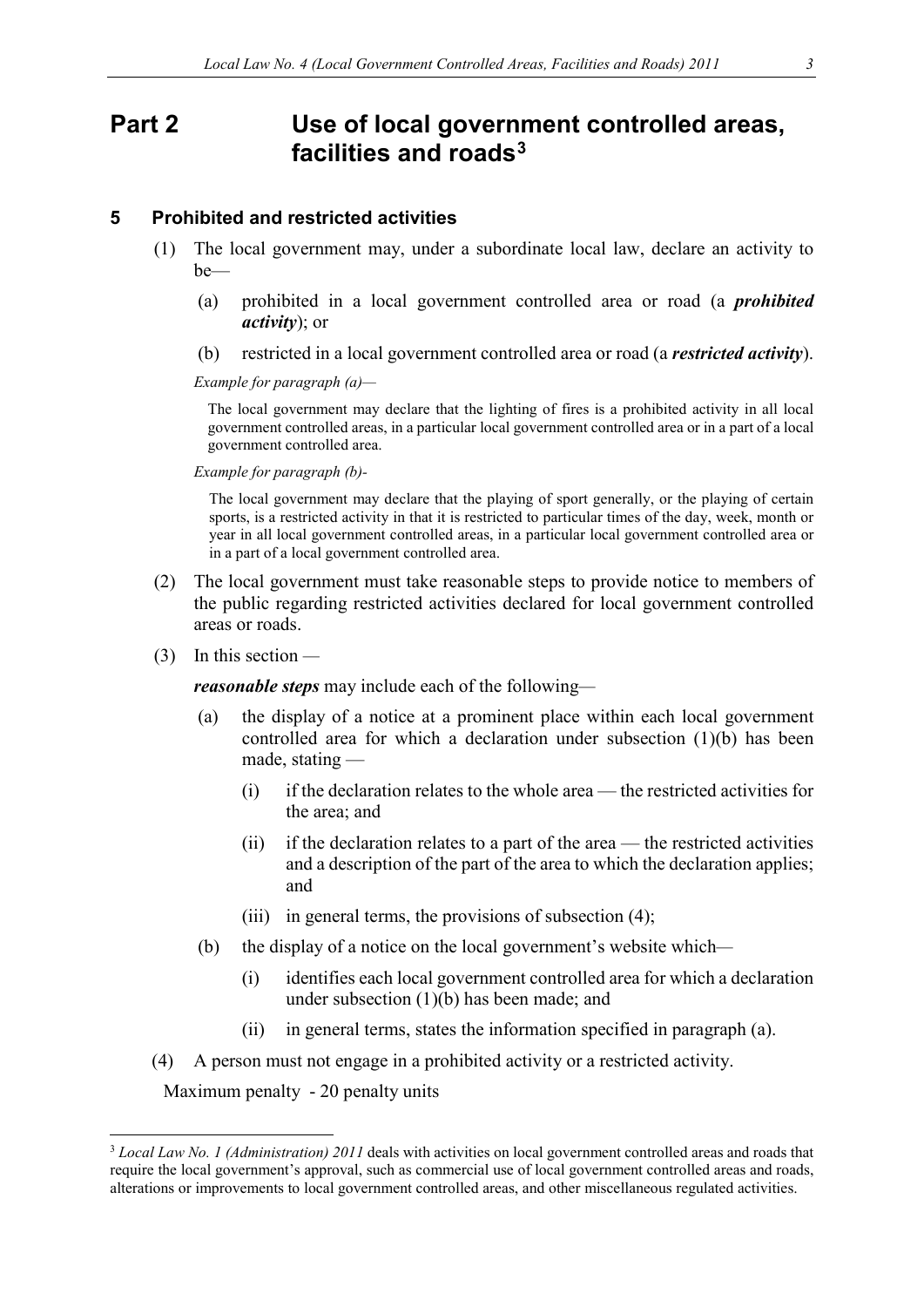# Part 2 Use of local government controlled areas, facilities and roads[3]

## 5 Prohibited and restricted activities

(1) The local government may, under a subordinate local law, declare an activity to be—

(a) prohibited in a local government controlled area or road (a ***prohibited activity***); or

(b) restricted in a local government controlled area or road (a ***restricted activity***).

*Example for paragraph (a)—*

The local government may declare that the lighting of fires is a prohibited activity in all local government controlled areas, in a particular local government controlled area or in a part of a local government controlled area.

*Example for paragraph (b)-*

The local government may declare that the playing of sport generally, or the playing of certain sports, is a restricted activity in that it is restricted to particular times of the day, week, month or year in all local government controlled areas, in a particular local government controlled area or in a part of a local government controlled area.

(2) The local government must take reasonable steps to provide notice to members of the public regarding restricted activities declared for local government controlled areas or roads.

(3) In this section —

***reasonable steps*** may include each of the following—

(a) the display of a notice at a prominent place within each local government controlled area for which a declaration under subsection (1)(b) has been made, stating —

(i) if the declaration relates to the whole area — the restricted activities for the area; and

(ii) if the declaration relates to a part of the area — the restricted activities and a description of the part of the area to which the declaration applies; and

(iii) in general terms, the provisions of subsection (4);

(b) the display of a notice on the local government's website which—

(i) identifies each local government controlled area for which a declaration under subsection (1)(b) has been made; and

(ii) in general terms, states the information specified in paragraph (a).

(4) A person must not engage in a prohibited activity or a restricted activity.

Maximum penalty - 20 penalty units

---

[3] *Local Law No. 1 (Administration) 2011* deals with activities on local government controlled areas and roads that require the local government's approval, such as commercial use of local government controlled areas and roads, alterations or improvements to local government controlled areas, and other miscellaneous regulated activities.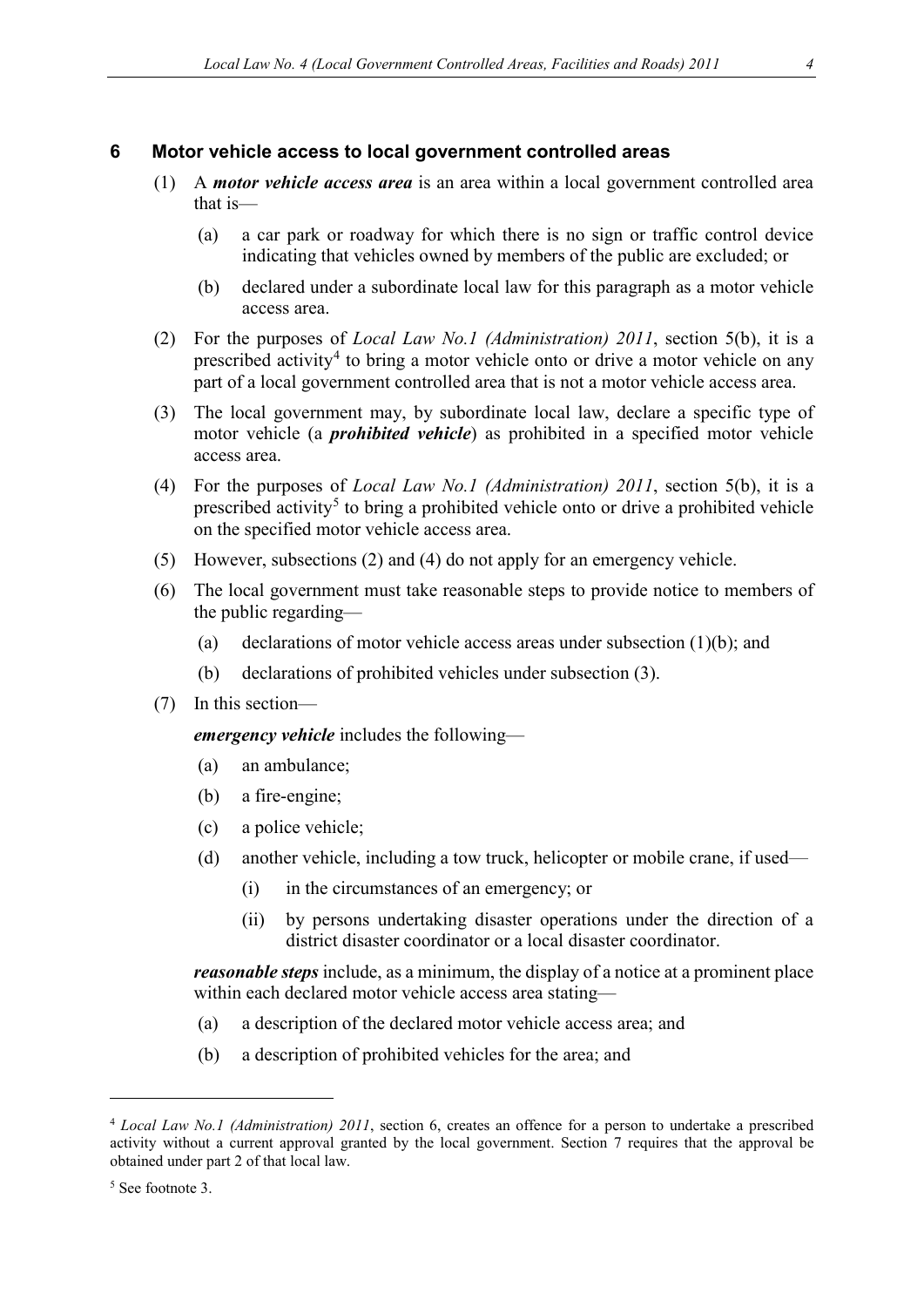## 6 Motor vehicle access to local government controlled areas

(1) A ***motor vehicle access area*** is an area within a local government controlled area that is—

(a) a car park or roadway for which there is no sign or traffic control device indicating that vehicles owned by members of the public are excluded; or

(b) declared under a subordinate local law for this paragraph as a motor vehicle access area.

(2) For the purposes of *Local Law No.1 (Administration) 2011*, section 5(b), it is a prescribed activity[4] to bring a motor vehicle onto or drive a motor vehicle on any part of a local government controlled area that is not a motor vehicle access area.

(3) The local government may, by subordinate local law, declare a specific type of motor vehicle (a ***prohibited vehicle***) as prohibited in a specified motor vehicle access area.

(4) For the purposes of *Local Law No.1 (Administration) 2011*, section 5(b), it is a prescribed activity[5] to bring a prohibited vehicle onto or drive a prohibited vehicle on the specified motor vehicle access area.

(5) However, subsections (2) and (4) do not apply for an emergency vehicle.

(6) The local government must take reasonable steps to provide notice to members of the public regarding—

(a) declarations of motor vehicle access areas under subsection (1)(b); and

(b) declarations of prohibited vehicles under subsection (3).

(7) In this section—

***emergency vehicle*** includes the following—

(a) an ambulance;

(b) a fire-engine;

(c) a police vehicle;

(d) another vehicle, including a tow truck, helicopter or mobile crane, if used—

(i) in the circumstances of an emergency; or

(ii) by persons undertaking disaster operations under the direction of a district disaster coordinator or a local disaster coordinator.

***reasonable steps*** include, as a minimum, the display of a notice at a prominent place within each declared motor vehicle access area stating—

(a) a description of the declared motor vehicle access area; and

(b) a description of prohibited vehicles for the area; and

---

[4] *Local Law No.1 (Administration) 2011*, section 6, creates an offence for a person to undertake a prescribed activity without a current approval granted by the local government. Section 7 requires that the approval be obtained under part 2 of that local law.

[5] See footnote 3.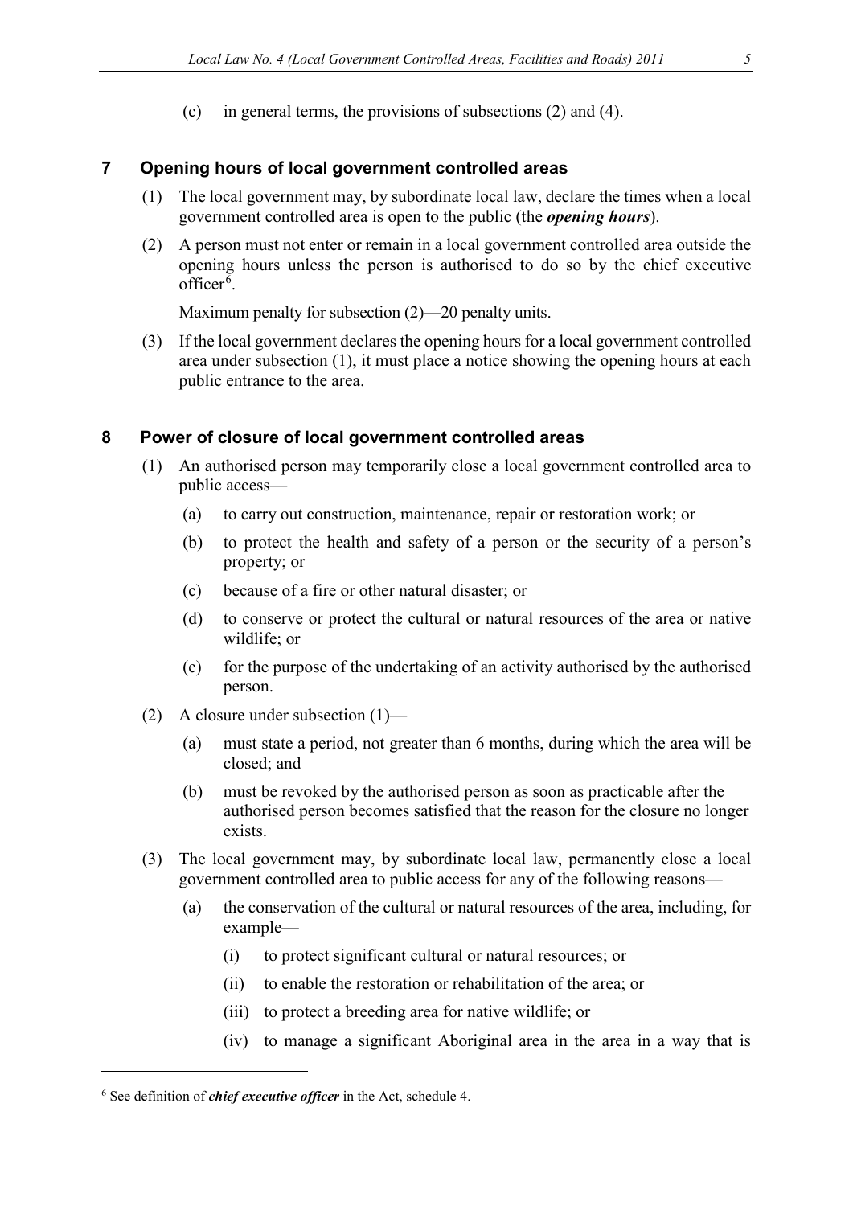(c) in general terms, the provisions of subsections (2) and (4).

## 7 Opening hours of local government controlled areas

(1) The local government may, by subordinate local law, declare the times when a local government controlled area is open to the public (the ***opening hours***).

(2) A person must not enter or remain in a local government controlled area outside the opening hours unless the person is authorised to do so by the chief executive officer[6].

Maximum penalty for subsection (2)—20 penalty units.

(3) If the local government declares the opening hours for a local government controlled area under subsection (1), it must place a notice showing the opening hours at each public entrance to the area.

## 8 Power of closure of local government controlled areas

(1) An authorised person may temporarily close a local government controlled area to public access—

(a) to carry out construction, maintenance, repair or restoration work; or

(b) to protect the health and safety of a person or the security of a person's property; or

(c) because of a fire or other natural disaster; or

(d) to conserve or protect the cultural or natural resources of the area or native wildlife; or

(e) for the purpose of the undertaking of an activity authorised by the authorised person.

(2) A closure under subsection (1)—

(a) must state a period, not greater than 6 months, during which the area will be closed; and

(b) must be revoked by the authorised person as soon as practicable after the authorised person becomes satisfied that the reason for the closure no longer exists.

(3) The local government may, by subordinate local law, permanently close a local government controlled area to public access for any of the following reasons—

(a) the conservation of the cultural or natural resources of the area, including, for example—

(i) to protect significant cultural or natural resources; or

(ii) to enable the restoration or rehabilitation of the area; or

(iii) to protect a breeding area for native wildlife; or

(iv) to manage a significant Aboriginal area in the area in a way that is

---

[6] See definition of ***chief executive officer*** in the Act, schedule 4.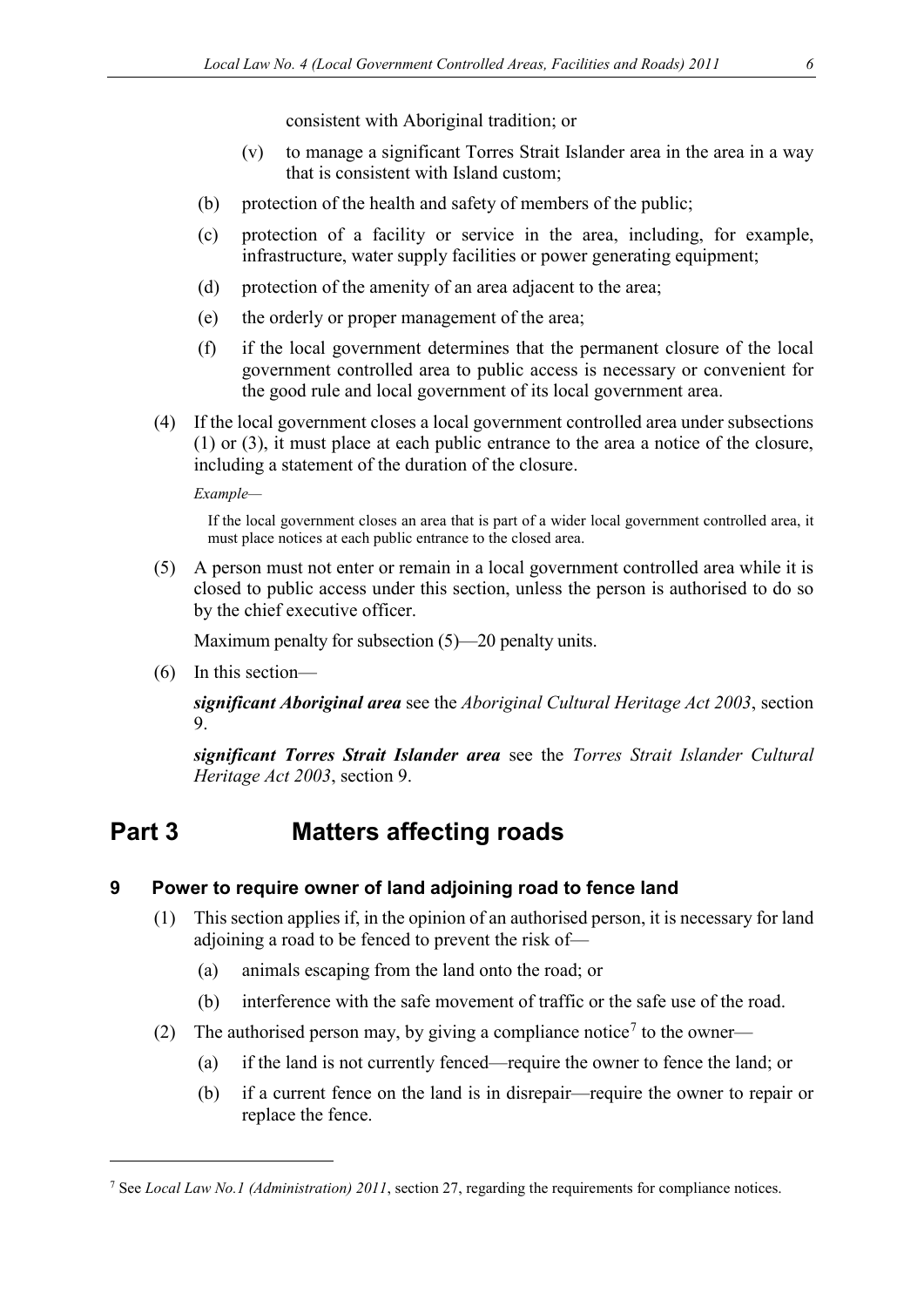consistent with Aboriginal tradition; or

(v) to manage a significant Torres Strait Islander area in the area in a way that is consistent with Island custom;

(b) protection of the health and safety of members of the public;

(c) protection of a facility or service in the area, including, for example, infrastructure, water supply facilities or power generating equipment;

(d) protection of the amenity of an area adjacent to the area;

(e) the orderly or proper management of the area;

(f) if the local government determines that the permanent closure of the local government controlled area to public access is necessary or convenient for the good rule and local government of its local government area.

(4) If the local government closes a local government controlled area under subsections (1) or (3), it must place at each public entrance to the area a notice of the closure, including a statement of the duration of the closure.

*Example—*

If the local government closes an area that is part of a wider local government controlled area, it must place notices at each public entrance to the closed area.

(5) A person must not enter or remain in a local government controlled area while it is closed to public access under this section, unless the person is authorised to do so by the chief executive officer.

Maximum penalty for subsection (5)—20 penalty units.

(6) In this section—

***significant Aboriginal area*** see the *Aboriginal Cultural Heritage Act 2003*, section 9.

***significant Torres Strait Islander area*** see the *Torres Strait Islander Cultural Heritage Act 2003*, section 9.

# Part 3 Matters affecting roads

### 9 Power to require owner of land adjoining road to fence land

(1) This section applies if, in the opinion of an authorised person, it is necessary for land adjoining a road to be fenced to prevent the risk of—

(a) animals escaping from the land onto the road; or

(b) interference with the safe movement of traffic or the safe use of the road.

(2) The authorised person may, by giving a compliance notice[7] to the owner—

(a) if the land is not currently fenced—require the owner to fence the land; or

(b) if a current fence on the land is in disrepair—require the owner to repair or replace the fence.

---

[7] See *Local Law No.1 (Administration) 2011*, section 27, regarding the requirements for compliance notices.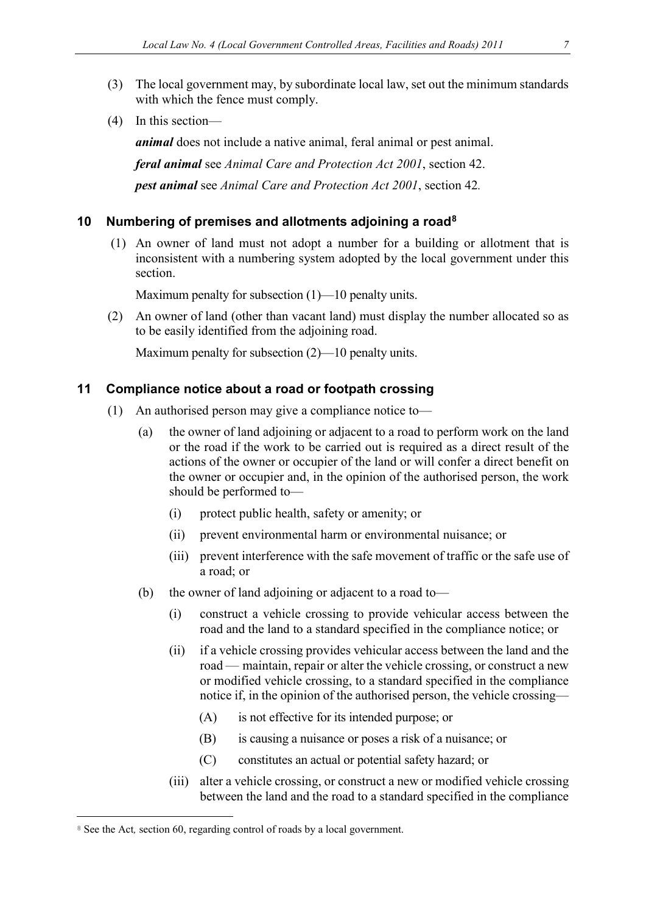(3) The local government may, by subordinate local law, set out the minimum standards with which the fence must comply.

(4) In this section—

***animal*** does not include a native animal, feral animal or pest animal.

***feral animal*** see *Animal Care and Protection Act 2001*, section 42.

***pest animal*** see *Animal Care and Protection Act 2001*, section 42.

## 10 Numbering of premises and allotments adjoining a road[8]

(1) An owner of land must not adopt a number for a building or allotment that is inconsistent with a numbering system adopted by the local government under this section.

Maximum penalty for subsection (1)—10 penalty units.

(2) An owner of land (other than vacant land) must display the number allocated so as to be easily identified from the adjoining road.

Maximum penalty for subsection (2)—10 penalty units.

## 11 Compliance notice about a road or footpath crossing

(1) An authorised person may give a compliance notice to—

(a) the owner of land adjoining or adjacent to a road to perform work on the land or the road if the work to be carried out is required as a direct result of the actions of the owner or occupier of the land or will confer a direct benefit on the owner or occupier and, in the opinion of the authorised person, the work should be performed to—

(i) protect public health, safety or amenity; or

(ii) prevent environmental harm or environmental nuisance; or

(iii) prevent interference with the safe movement of traffic or the safe use of a road; or

(b) the owner of land adjoining or adjacent to a road to—

(i) construct a vehicle crossing to provide vehicular access between the road and the land to a standard specified in the compliance notice; or

(ii) if a vehicle crossing provides vehicular access between the land and the road — maintain, repair or alter the vehicle crossing, or construct a new or modified vehicle crossing, to a standard specified in the compliance notice if, in the opinion of the authorised person, the vehicle crossing—

(A) is not effective for its intended purpose; or

(B) is causing a nuisance or poses a risk of a nuisance; or

(C) constitutes an actual or potential safety hazard; or

(iii) alter a vehicle crossing, or construct a new or modified vehicle crossing between the land and the road to a standard specified in the compliance

---

[8] See the Act, section 60, regarding control of roads by a local government.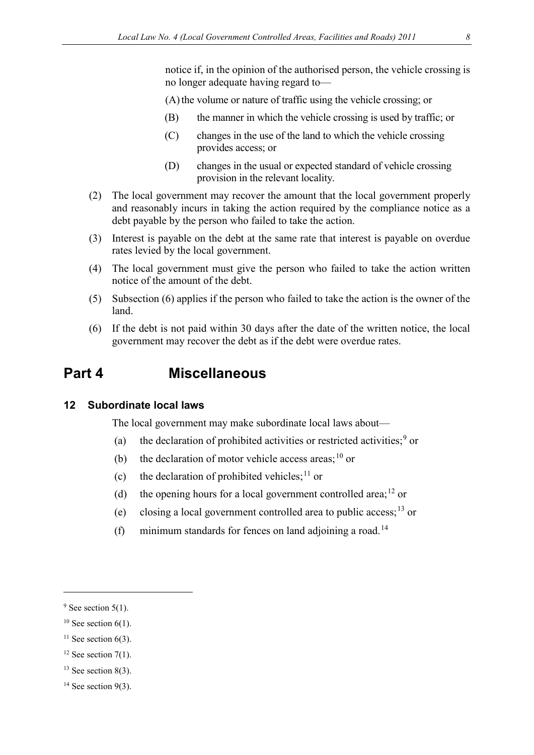notice if, in the opinion of the authorised person, the vehicle crossing is no longer adequate having regard to—

(A) the volume or nature of traffic using the vehicle crossing; or

(B) the manner in which the vehicle crossing is used by traffic; or

(C) changes in the use of the land to which the vehicle crossing provides access; or

(D) changes in the usual or expected standard of vehicle crossing provision in the relevant locality.

(2) The local government may recover the amount that the local government properly and reasonably incurs in taking the action required by the compliance notice as a debt payable by the person who failed to take the action.

(3) Interest is payable on the debt at the same rate that interest is payable on overdue rates levied by the local government.

(4) The local government must give the person who failed to take the action written notice of the amount of the debt.

(5) Subsection (6) applies if the person who failed to take the action is the owner of the land.

(6) If the debt is not paid within 30 days after the date of the written notice, the local government may recover the debt as if the debt were overdue rates.

# Part 4 Miscellaneous

## 12 Subordinate local laws

The local government may make subordinate local laws about—

(a) the declaration of prohibited activities or restricted activities;[9] or

(b) the declaration of motor vehicle access areas;[10] or

(c) the declaration of prohibited vehicles;[11] or

(d) the opening hours for a local government controlled area;[12] or

(e) closing a local government controlled area to public access;[13] or

(f) minimum standards for fences on land adjoining a road.[14]

---

[9] See section 5(1).

[10] See section 6(1).

[11] See section 6(3).

[12] See section 7(1).

[13] See section 8(3).

[14] See section 9(3).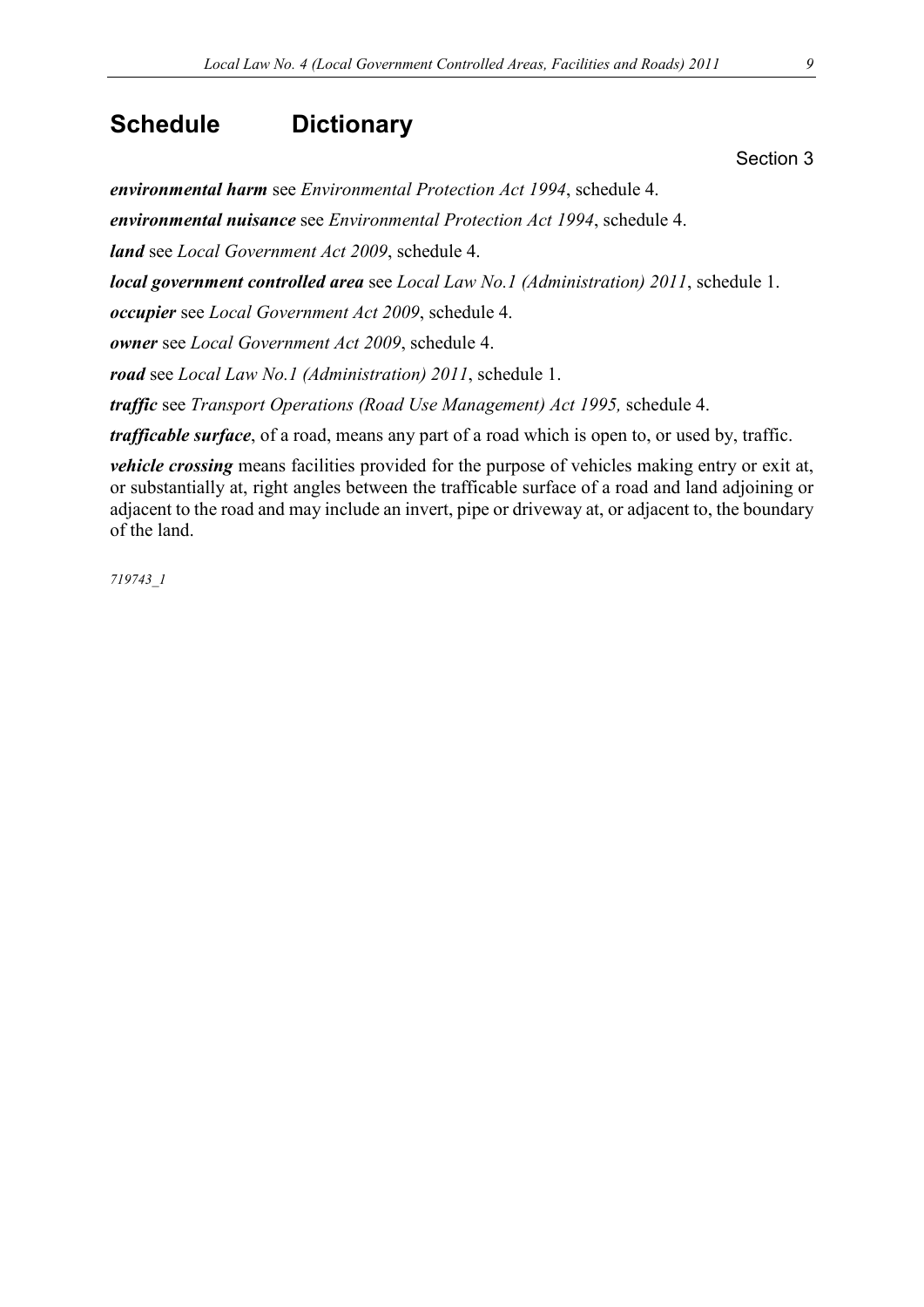# Schedule Dictionary

Section 3

***environmental harm*** see *Environmental Protection Act 1994*, schedule 4.

***environmental nuisance*** see *Environmental Protection Act 1994*, schedule 4.

***land*** see *Local Government Act 2009*, schedule 4.

***local government controlled area*** see *Local Law No.1 (Administration) 2011*, schedule 1.

***occupier*** see *Local Government Act 2009*, schedule 4.

***owner*** see *Local Government Act 2009*, schedule 4.

***road*** see *Local Law No.1 (Administration) 2011*, schedule 1.

***traffic*** see *Transport Operations (Road Use Management) Act 1995,* schedule 4.

***trafficable surface***, of a road, means any part of a road which is open to, or used by, traffic.

***vehicle crossing*** means facilities provided for the purpose of vehicles making entry or exit at, or substantially at, right angles between the trafficable surface of a road and land adjoining or adjacent to the road and may include an invert, pipe or driveway at, or adjacent to, the boundary of the land.

*719743_1*